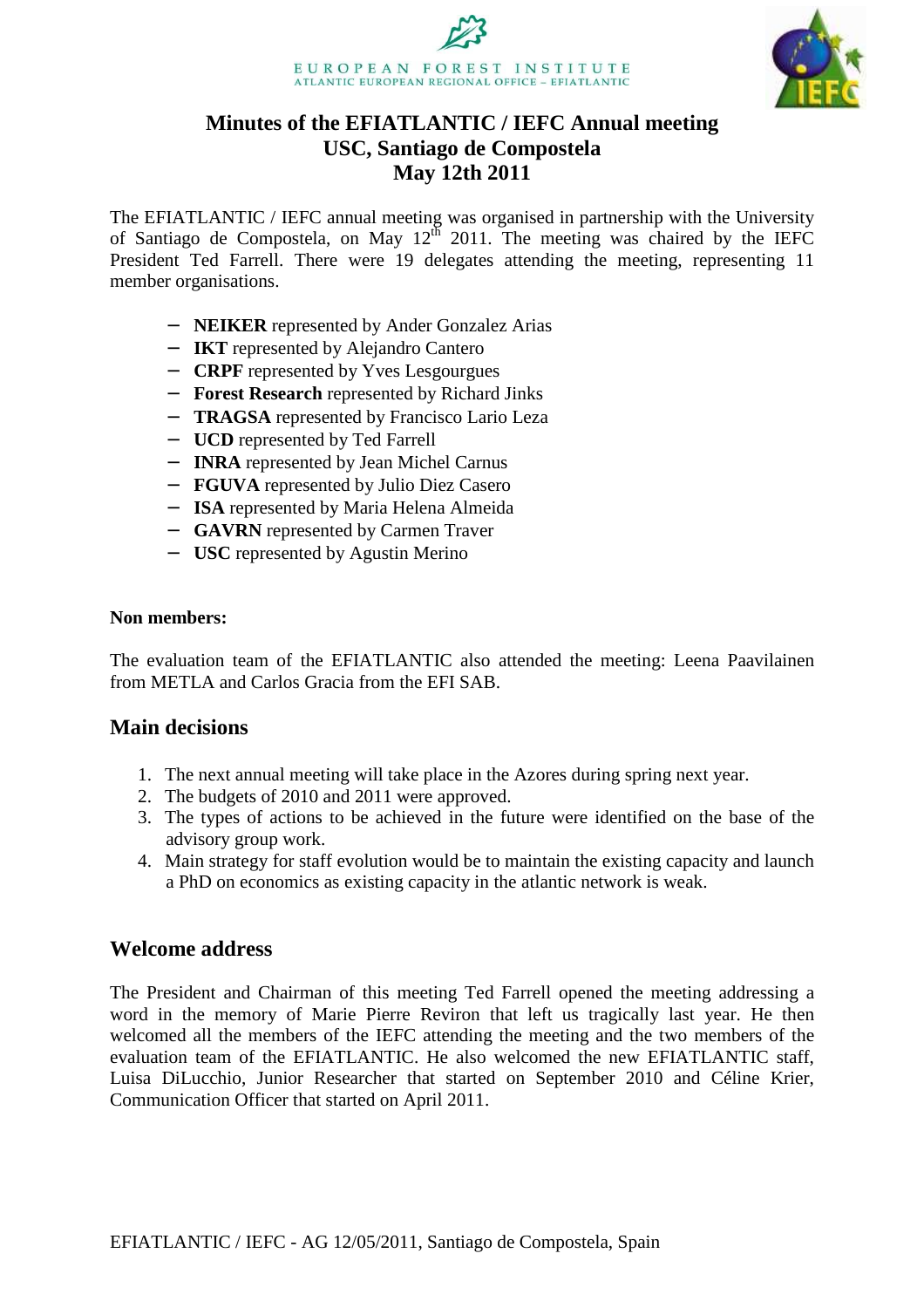EUROPEAN FOREST INSTITUTE
ATLANTIC EUROPEAN REGIONAL OFFICE – EFIATLANTIC

# Minutes of the EFIATLANTIC / IEFC Annual meeting
# USC, Santiago de Compostela
# May 12th 2011

The EFIATLANTIC / IEFC annual meeting was organised in partnership with the University of Santiago de Compostela, on May 12th 2011. The meeting was chaired by the IEFC President Ted Farrell. There were 19 delegates attending the meeting, representing 11 member organisations.

- **NEIKER** represented by Ander Gonzalez Arias
- **IKT** represented by Alejandro Cantero
- **CRPF** represented by Yves Lesgourgues
- **Forest Research** represented by Richard Jinks
- **TRAGSA** represented by Francisco Lario Leza
- **UCD** represented by Ted Farrell
- **INRA** represented by Jean Michel Carnus
- **FGUVA** represented by Julio Diez Casero
- **ISA** represented by Maria Helena Almeida
- **GAVRN** represented by Carmen Traver
- **USC** represented by Agustin Merino

**Non members:**

The evaluation team of the EFIATLANTIC also attended the meeting: Leena Paavilainen from METLA and Carlos Gracia from the EFI SAB.

## Main decisions

1. The next annual meeting will take place in the Azores during spring next year.
2. The budgets of 2010 and 2011 were approved.
3. The types of actions to be achieved in the future were identified on the base of the advisory group work.
4. Main strategy for staff evolution would be to maintain the existing capacity and launch a PhD on economics as existing capacity in the atlantic network is weak.

## Welcome address

The President and Chairman of this meeting Ted Farrell opened the meeting addressing a word in the memory of Marie Pierre Reviron that left us tragically last year. He then welcomed all the members of the IEFC attending the meeting and the two members of the evaluation team of the EFIATLANTIC. He also welcomed the new EFIATLANTIC staff, Luisa DiLucchio, Junior Researcher that started on September 2010 and Céline Krier, Communication Officer that started on April 2011.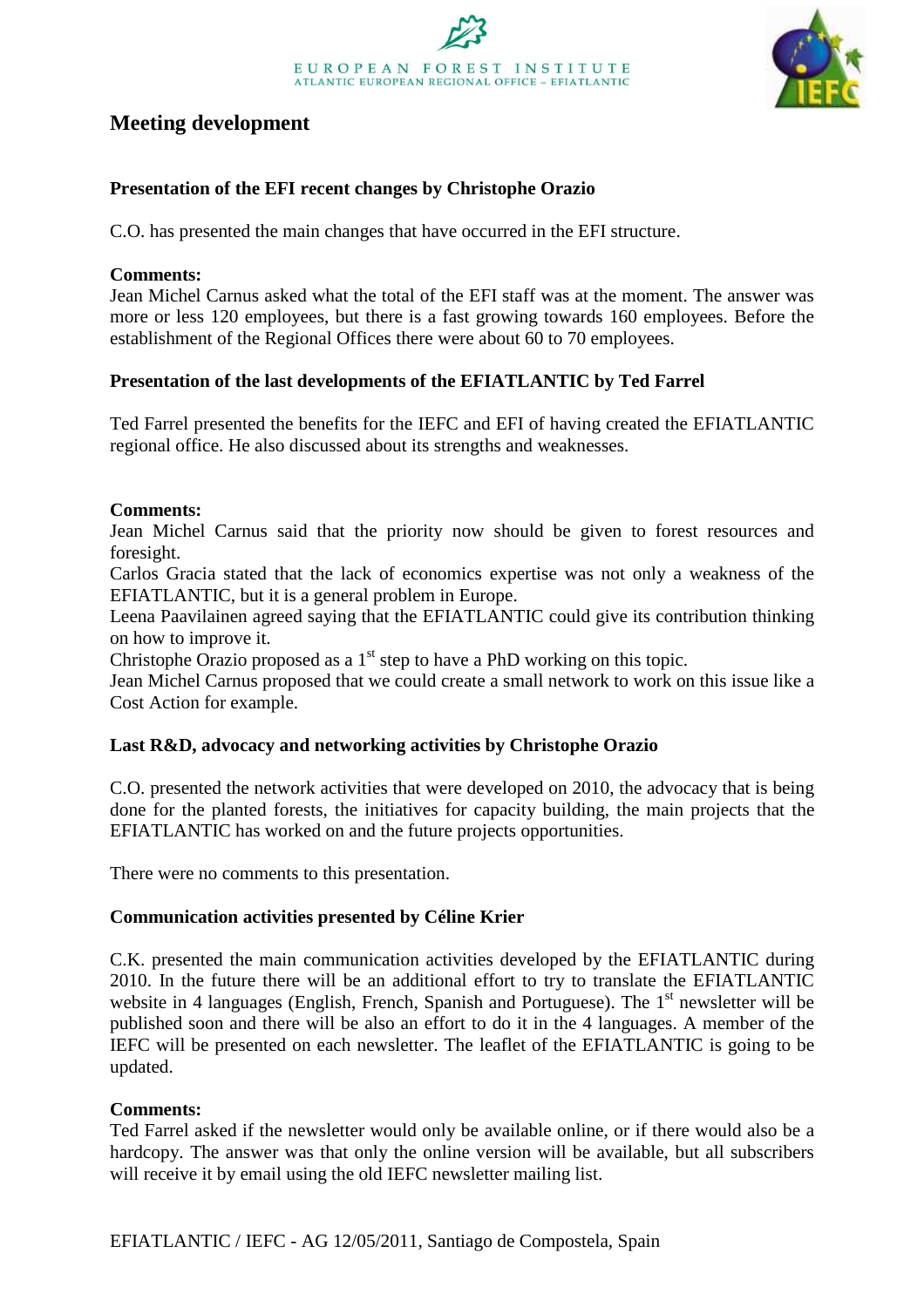# Meeting development

### Presentation of the EFI recent changes by Christophe Orazio

C.O. has presented the main changes that have occurred in the EFI structure.

**Comments:**
Jean Michel Carnus asked what the total of the EFI staff was at the moment. The answer was more or less 120 employees, but there is a fast growing towards 160 employees. Before the establishment of the Regional Offices there were about 60 to 70 employees.

### Presentation of the last developments of the EFIATLANTIC by Ted Farrel

Ted Farrel presented the benefits for the IEFC and EFI of having created the EFIATLANTIC regional office. He also discussed about its strengths and weaknesses.

**Comments:**
Jean Michel Carnus said that the priority now should be given to forest resources and foresight.
Carlos Gracia stated that the lack of economics expertise was not only a weakness of the EFIATLANTIC, but it is a general problem in Europe.
Leena Paavilainen agreed saying that the EFIATLANTIC could give its contribution thinking on how to improve it.
Christophe Orazio proposed as a 1st step to have a PhD working on this topic.
Jean Michel Carnus proposed that we could create a small network to work on this issue like a Cost Action for example.

### Last R&D, advocacy and networking activities by Christophe Orazio

C.O. presented the network activities that were developed on 2010, the advocacy that is being done for the planted forests, the initiatives for capacity building, the main projects that the EFIATLANTIC has worked on and the future projects opportunities.

There were no comments to this presentation.

### Communication activities presented by Céline Krier

C.K. presented the main communication activities developed by the EFIATLANTIC during 2010. In the future there will be an additional effort to try to translate the EFIATLANTIC website in 4 languages (English, French, Spanish and Portuguese). The 1st newsletter will be published soon and there will be also an effort to do it in the 4 languages. A member of the IEFC will be presented on each newsletter. The leaflet of the EFIATLANTIC is going to be updated.

**Comments:**
Ted Farrel asked if the newsletter would only be available online, or if there would also be a hardcopy. The answer was that only the online version will be available, but all subscribers will receive it by email using the old IEFC newsletter mailing list.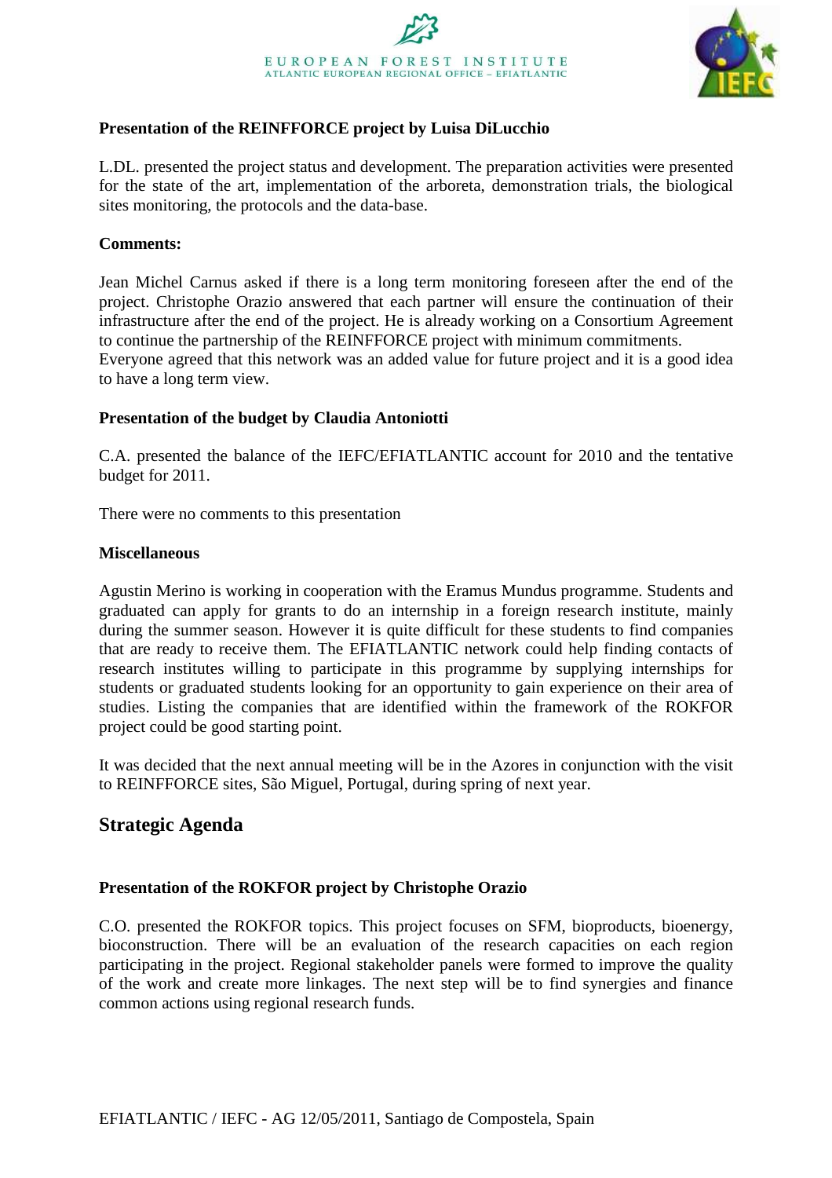**Presentation of the REINFFORCE project by Luisa DiLucchio**

L.DL. presented the project status and development. The preparation activities were presented for the state of the art, implementation of the arboreta, demonstration trials, the biological sites monitoring, the protocols and the data-base.

**Comments:**

Jean Michel Carnus asked if there is a long term monitoring foreseen after the end of the project. Christophe Orazio answered that each partner will ensure the continuation of their infrastructure after the end of the project. He is already working on a Consortium Agreement to continue the partnership of the REINFFORCE project with minimum commitments.
Everyone agreed that this network was an added value for future project and it is a good idea to have a long term view.

**Presentation of the budget by Claudia Antoniotti**

C.A. presented the balance of the IEFC/EFIATLANTIC account for 2010 and the tentative budget for 2011.

There were no comments to this presentation

**Miscellaneous**

Agustin Merino is working in cooperation with the Eramus Mundus programme. Students and graduated can apply for grants to do an internship in a foreign research institute, mainly during the summer season. However it is quite difficult for these students to find companies that are ready to receive them. The EFIATLANTIC network could help finding contacts of research institutes willing to participate in this programme by supplying internships for students or graduated students looking for an opportunity to gain experience on their area of studies. Listing the companies that are identified within the framework of the ROKFOR project could be good starting point.

It was decided that the next annual meeting will be in the Azores in conjunction with the visit to REINFFORCE sites, São Miguel, Portugal, during spring of next year.

## Strategic Agenda

**Presentation of the ROKFOR project by Christophe Orazio**

C.O. presented the ROKFOR topics. This project focuses on SFM, bioproducts, bioenergy, bioconstruction. There will be an evaluation of the research capacities on each region participating in the project. Regional stakeholder panels were formed to improve the quality of the work and create more linkages. The next step will be to find synergies and finance common actions using regional research funds.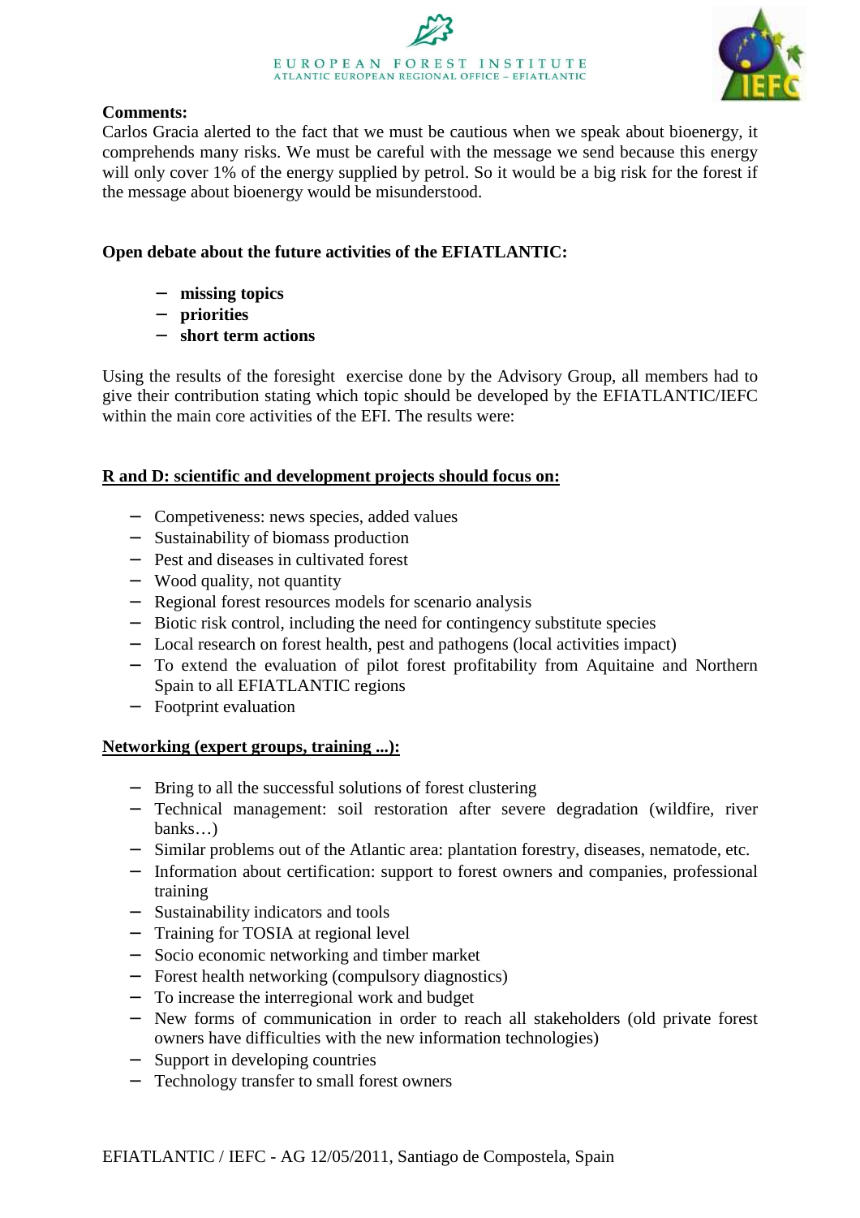**Comments:**

Carlos Gracia alerted to the fact that we must be cautious when we speak about bioenergy, it comprehends many risks. We must be careful with the message we send because this energy will only cover 1% of the energy supplied by petrol. So it would be a big risk for the forest if the message about bioenergy would be misunderstood.

**Open debate about the future activities of the EFIATLANTIC:**

- **missing topics**
- **priorities**
- **short term actions**

Using the results of the foresight exercise done by the Advisory Group, all members had to give their contribution stating which topic should be developed by the EFIATLANTIC/IEFC within the main core activities of the EFI. The results were:

**R and D: scientific and development projects should focus on:**

- Competiveness: news species, added values
- Sustainability of biomass production
- Pest and diseases in cultivated forest
- Wood quality, not quantity
- Regional forest resources models for scenario analysis
- Biotic risk control, including the need for contingency substitute species
- Local research on forest health, pest and pathogens (local activities impact)
- To extend the evaluation of pilot forest profitability from Aquitaine and Northern Spain to all EFIATLANTIC regions
- Footprint evaluation

**Networking (expert groups, training ...):**

- Bring to all the successful solutions of forest clustering
- Technical management: soil restoration after severe degradation (wildfire, river banks…)
- Similar problems out of the Atlantic area: plantation forestry, diseases, nematode, etc.
- Information about certification: support to forest owners and companies, professional training
- Sustainability indicators and tools
- Training for TOSIA at regional level
- Socio economic networking and timber market
- Forest health networking (compulsory diagnostics)
- To increase the interregional work and budget
- New forms of communication in order to reach all stakeholders (old private forest owners have difficulties with the new information technologies)
- Support in developing countries
- Technology transfer to small forest owners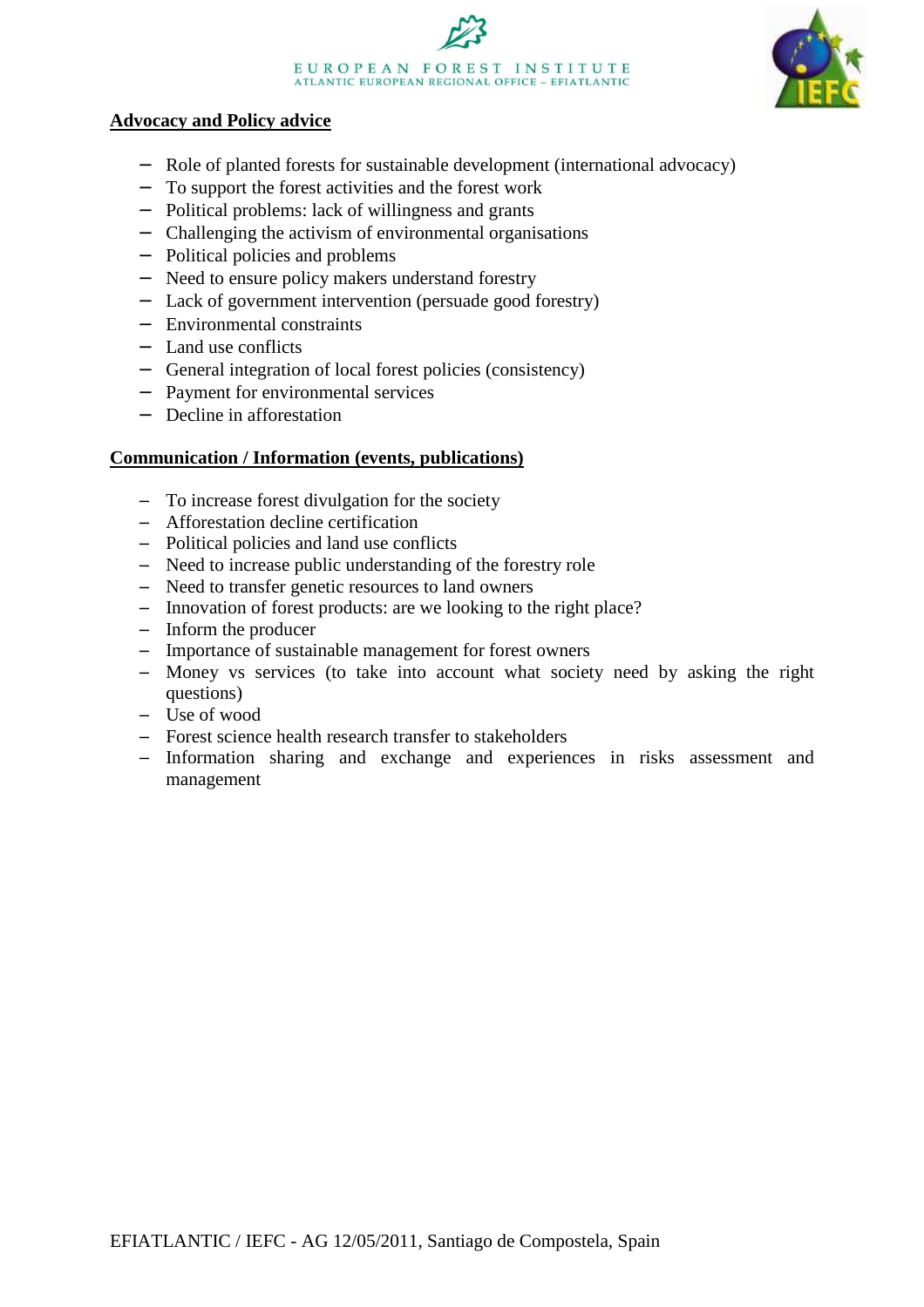**Advocacy and Policy advice**

- Role of planted forests for sustainable development (international advocacy)
- To support the forest activities and the forest work
- Political problems: lack of willingness and grants
- Challenging the activism of environmental organisations
- Political policies and problems
- Need to ensure policy makers understand forestry
- Lack of government intervention (persuade good forestry)
- Environmental constraints
- Land use conflicts
- General integration of local forest policies (consistency)
- Payment for environmental services
- Decline in afforestation

**Communication / Information (events, publications)**

- To increase forest divulgation for the society
- Afforestation decline certification
- Political policies and land use conflicts
- Need to increase public understanding of the forestry role
- Need to transfer genetic resources to land owners
- Innovation of forest products: are we looking to the right place?
- Inform the producer
- Importance of sustainable management for forest owners
- Money vs services (to take into account what society need by asking the right questions)
- Use of wood
- Forest science health research transfer to stakeholders
- Information sharing and exchange and experiences in risks assessment and management